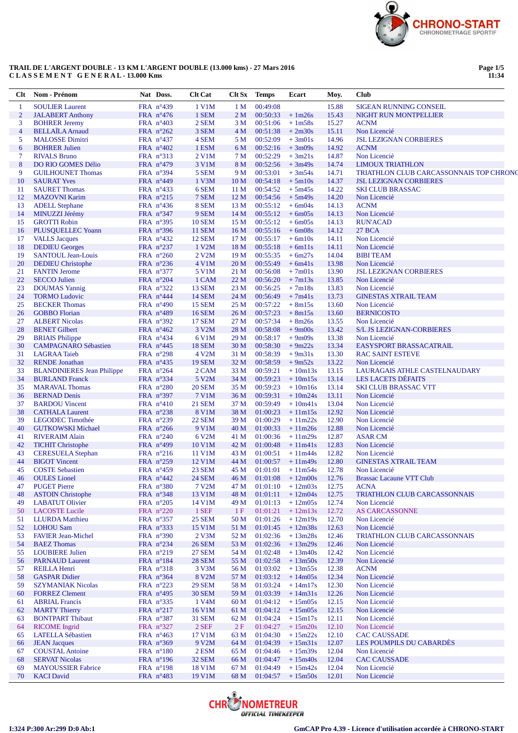**TRAIL DE L'ARGENT DOUBLE - 13 KM L'ARGENT DOUBLE (13.000 kms) - 27 Mars 2016**
**C L A S S E M E N T  G E N E R A L - 13.000 Kms**

| Clt | Nom - Prénom | Nat | Doss. | Clt Cat | Clt Sx | Temps | Ecart | Moy. | Club |
|---|---|---|---|---|---|---|---|---|---|
| 1 | SOULIER Laurent | FRA | n°439 | 1 V1M | 1 M | 00:49:08 | | 15.88 | SIGEAN RUNNING CONSEIL |
| 2 | JALABERT Anthony | FRA | n°476 | 1 SEM | 2 M | 00:50:33 | + 1m26s | 15.43 | NIGHT RUN MONTPELLIER |
| 3 | BOHRER Jeremy | FRA | n°403 | 2 SEM | 3 M | 00:51:06 | + 1m58s | 15.27 | ACNM |
| 4 | BELLAÏLA Arnaud | FRA | n°262 | 3 SEM | 4 M | 00:51:38 | + 2m30s | 15.11 | Non Licencié |
| 5 | MALOSSE Dimitri | FRA | n°437 | 4 SEM | 5 M | 00:52:09 | + 3m01s | 14.96 | JSL LEZIGNAN CORBIERES |
| 6 | BOHRER Julien | FRA | n°402 | 1 ESM | 6 M | 00:52:16 | + 3m09s | 14.92 | ACNM |
| 7 | RIVALS Bruno | FRA | n°313 | 2 V1M | 7 M | 00:52:29 | + 3m21s | 14.87 | Non Licencié |
| 8 | DO RIO GOMES Délio | FRA | n°479 | 3 V1M | 8 M | 00:52:56 | + 3m49s | 14.74 | LIMOUX TRIATHLON |
| 9 | GUILHOUNET Thomas | FRA | n°394 | 5 SEM | 9 M | 00:53:01 | + 3m54s | 14.71 | TRIATHLON CLUB CARCASSONNAIS TOP CHRONO |
| 10 | SAURAT Yves | FRA | n°449 | 1 V3M | 10 M | 00:54:18 | + 5m10s | 14.37 | JSL LEZIGNAN CORBIERES |
| 11 | SAURET Thomas | FRA | n°433 | 6 SEM | 11 M | 00:54:52 | + 5m45s | 14.22 | SKI CLUB BRASSAC |
| 12 | MAZOVNI Karim | FRA | n°215 | 7 SEM | 12 M | 00:54:56 | + 5m49s | 14.20 | Non Licencié |
| 13 | ADELL Stephane | FRA | n°436 | 8 SEM | 13 M | 00:55:12 | + 6m04s | 14.13 | ACNM |
| 14 | MINUZZI Jérémy | FRA | n°347 | 9 SEM | 14 M | 00:55:12 | + 6m05s | 14.13 | Non Licencié |
| 15 | GROTTI Robin | FRA | n°395 | 10 SEM | 15 M | 00:55:12 | + 6m05s | 14.13 | RUN'ACAD |
| 16 | PLUSQUELLEC Yoann | FRA | n°396 | 11 SEM | 16 M | 00:55:16 | + 6m08s | 14.12 | 27 BCA |
| 17 | VALLS Jacques | FRA | n°432 | 12 SEM | 17 M | 00:55:17 | + 6m10s | 14.11 | Non Licencié |
| 18 | DEDIEU Georges | FRA | n°237 | 1 V2M | 18 M | 00:55:18 | + 6m11s | 14.11 | Non Licencié |
| 19 | SANTOUL Jean-Louis | FRA | n°260 | 2 V2M | 19 M | 00:55:35 | + 6m27s | 14.04 | BIBI TEAM |
| 20 | DEDIEU Christophe | FRA | n°236 | 4 V1M | 20 M | 00:55:49 | + 6m41s | 13.98 | Non Licencié |
| 21 | FANTIN Jerome | FRA | n°377 | 5 V1M | 21 M | 00:56:08 | + 7m01s | 13.90 | JSL LEZIGNAN CORBIERES |
| 22 | SECCO Julien | FRA | n°204 | 1 CAM | 22 M | 00:56:20 | + 7m13s | 13.85 | Non Licencié |
| 23 | DOUMAS Yannig | FRA | n°322 | 13 SEM | 23 M | 00:56:25 | + 7m18s | 13.83 | Non Licencié |
| 24 | TORMO Ludovic | FRA | n°444 | 14 SEM | 24 M | 00:56:49 | + 7m41s | 13.73 | GINESTAS XTRAIL TEAM |
| 25 | BECKER Thomas | FRA | n°490 | 15 SEM | 25 M | 00:57:22 | + 8m15s | 13.60 | Non Licencié |
| 26 | GOBBO Florian | FRA | n°489 | 16 SEM | 26 M | 00:57:23 | + 8m15s | 13.60 | BERNICOSTO |
| 27 | ALBERT Nicolas | FRA | n°392 | 17 SEM | 27 M | 00:57:34 | + 8m26s | 13.55 | Non Licencié |
| 28 | BENET Gilbert | FRA | n°462 | 3 V2M | 28 M | 00:58:08 | + 9m00s | 13.42 | S/L JS LEZIGNAN-CORBIERES |
| 29 | BRIAIS Philippe | FRA | n°434 | 6 V1M | 29 M | 00:58:17 | + 9m09s | 13.38 | Non Licencié |
| 30 | CAMPAGNARO Sébastien | FRA | n°445 | 18 SEM | 30 M | 00:58:30 | + 9m22s | 13.34 | EASYSPORT BRASSACATRAIL |
| 31 | LAGRAA Taieb | FRA | n°298 | 4 V2M | 31 M | 00:58:39 | + 9m31s | 13.30 | RAC SAINT ESTEVE |
| 32 | RENDE Jonathan | FRA | n°435 | 19 SEM | 32 M | 00:58:59 | + 9m52s | 13.22 | Non Licencié |
| 33 | BLANDINIERES Jean Philippe | FRA | n°264 | 2 CAM | 33 M | 00:59:21 | + 10m13s | 13.15 | LAURAGAIS ATHLE CASTELNAUDARY |
| 34 | BURLAND Franck | FRA | n°334 | 5 V2M | 34 M | 00:59:23 | + 10m15s | 13.14 | LES LACETS DÉFAITS |
| 35 | MARAVAL Thomas | FRA | n°280 | 20 SEM | 35 M | 00:59:23 | + 10m16s | 13.14 | SKI CLUB BRASSAC VTT |
| 36 | BERNAD Denis | FRA | n°397 | 7 V1M | 36 M | 00:59:31 | + 10m24s | 13.11 | Non Licencié |
| 37 | BARDOU Vincent | FRA | n°410 | 21 SEM | 37 M | 00:59:49 | + 10m41s | 13.04 | Non Licencié |
| 38 | CATHALA Laurent | FRA | n°238 | 8 V1M | 38 M | 01:00:23 | + 11m15s | 12.92 | Non Licencié |
| 39 | LEGODEC Timothée | FRA | n°239 | 22 SEM | 39 M | 01:00:29 | + 11m22s | 12.90 | Non Licencié |
| 40 | GUTKOWSKI Michael | FRA | n°266 | 9 V1M | 40 M | 01:00:33 | + 11m26s | 12.88 | Non Licencié |
| 41 | RIVERAIM Alain | FRA | n°240 | 6 V2M | 41 M | 01:00:36 | + 11m29s | 12.87 | ASAR CM |
| 42 | TICHIT Christophe | FRA | n°499 | 10 V1M | 42 M | 01:00:48 | + 11m41s | 12.83 | Non Licencié |
| 43 | CERESUELA Stephan | FRA | n°216 | 11 V1M | 43 M | 01:00:51 | + 11m44s | 12.82 | Non Licencié |
| 44 | BIGOT Vincent | FRA | n°259 | 12 V1M | 44 M | 01:00:57 | + 11m49s | 12.80 | GINESTAS XTRAIL TEAM |
| 45 | COSTE Sebastien | FRA | n°459 | 23 SEM | 45 M | 01:01:01 | + 11m54s | 12.78 | Non Licencié |
| 46 | OULES Lionel | FRA | n°442 | 24 SEM | 46 M | 01:01:08 | + 12m00s | 12.76 | Brassac Lacaune VTT Club |
| 47 | PUGET Pierre | FRA | n°380 | 7 V2M | 47 M | 01:01:10 | + 12m03s | 12.75 | ACNA |
| 48 | ASTOIN Christophe | FRA | n°348 | 13 V1M | 48 M | 01:01:11 | + 12m04s | 12.75 | TRIATHLON CLUB CARCASSONNAIS |
| 49 | LABATUT Olivier | FRA | n°205 | 14 V1M | 49 M | 01:01:13 | + 12m05s | 12.74 | Non Licencié |
| 50 | LACOSTE Lucile | FRA | n°220 | 1 SEF | 1 F | 01:01:21 | + 12m13s | 12.72 | AS CARCASSONNE |
| 51 | LLURDA Matthieu | FRA | n°357 | 25 SEM | 50 M | 01:01:26 | + 12m19s | 12.70 | Non Licencié |
| 52 | LOHOU Sam | FRA | n°333 | 15 V1M | 51 M | 01:01:45 | + 12m38s | 12.63 | Non Licencié |
| 53 | FAVIER Jean-Michel | FRA | n°390 | 2 V3M | 52 M | 01:02:36 | + 13m28s | 12.46 | TRIATHLON CLUB CARCASSONNAIS |
| 54 | BAEZ Thomas | FRA | n°234 | 26 SEM | 53 M | 01:02:36 | + 13m29s | 12.46 | Non Licencié |
| 55 | LOUBIERE Julien | FRA | n°219 | 27 SEM | 54 M | 01:02:48 | + 13m40s | 12.42 | Non Licencié |
| 56 | PARNAUD Laurent | FRA | n°184 | 28 SEM | 55 M | 01:02:58 | + 13m50s | 12.39 | Non Licencié |
| 57 | REILLA Henri | FRA | n°318 | 3 V3M | 56 M | 01:03:02 | + 13m55s | 12.38 | ACNM |
| 58 | GASPAR Didier | FRA | n°364 | 8 V2M | 57 M | 01:03:12 | + 14m05s | 12.34 | Non Licencié |
| 59 | SZYMANIAK Nicolas | FRA | n°223 | 29 SEM | 58 M | 01:03:24 | + 14m17s | 12.30 | Non Licencié |
| 60 | FORREZ Clement | FRA | n°495 | 30 SEM | 59 M | 01:03:39 | + 14m31s | 12.26 | Non Licencié |
| 61 | ABRIAL Francis | FRA | n°335 | 1 V4M | 60 M | 01:04:12 | + 15m05s | 12.15 | Non Licencié |
| 62 | MARTY Thierry | FRA | n°217 | 16 V1M | 61 M | 01:04:12 | + 15m05s | 12.15 | Non Licencié |
| 63 | BONTPART Thibaut | FRA | n°387 | 31 SEM | 62 M | 01:04:24 | + 15m17s | 12.11 | Non Licencié |
| 64 | RICOME Ingrid | FRA | n°327 | 2 SEF | 2 F | 01:04:27 | + 15m20s | 12.10 | Non Licencié |
| 65 | LATELLA Sébastien | FRA | n°463 | 17 V1M | 63 M | 01:04:30 | + 15m22s | 12.10 | CAC CAUSSADE |
| 66 | JEAN Jacques | FRA | n°369 | 9 V2M | 64 M | 01:04:39 | + 15m31s | 12.07 | LES POUMPILS DU CABARDÈS |
| 67 | COUSTAL Antoine | FRA | n°180 | 2 ESM | 65 M | 01:04:46 | + 15m39s | 12.04 | Non Licencié |
| 68 | SERVAT Nicolas | FRA | n°196 | 32 SEM | 66 M | 01:04:47 | + 15m40s | 12.04 | CAC CAUSSADE |
| 69 | MAYOUSSIER Fabrice | FRA | n°198 | 18 V1M | 67 M | 01:04:49 | + 15m42s | 12.04 | Non Licencié |
| 70 | KACI David | FRA | n°483 | 19 V1M | 68 M | 01:04:57 | + 15m50s | 12.01 | Non Licencié |

I:324 P:300 Ar:299 D:0 Ab:1

GmCAP Pro 4.39 - Licence d'utilisation accordée à CHRONO-START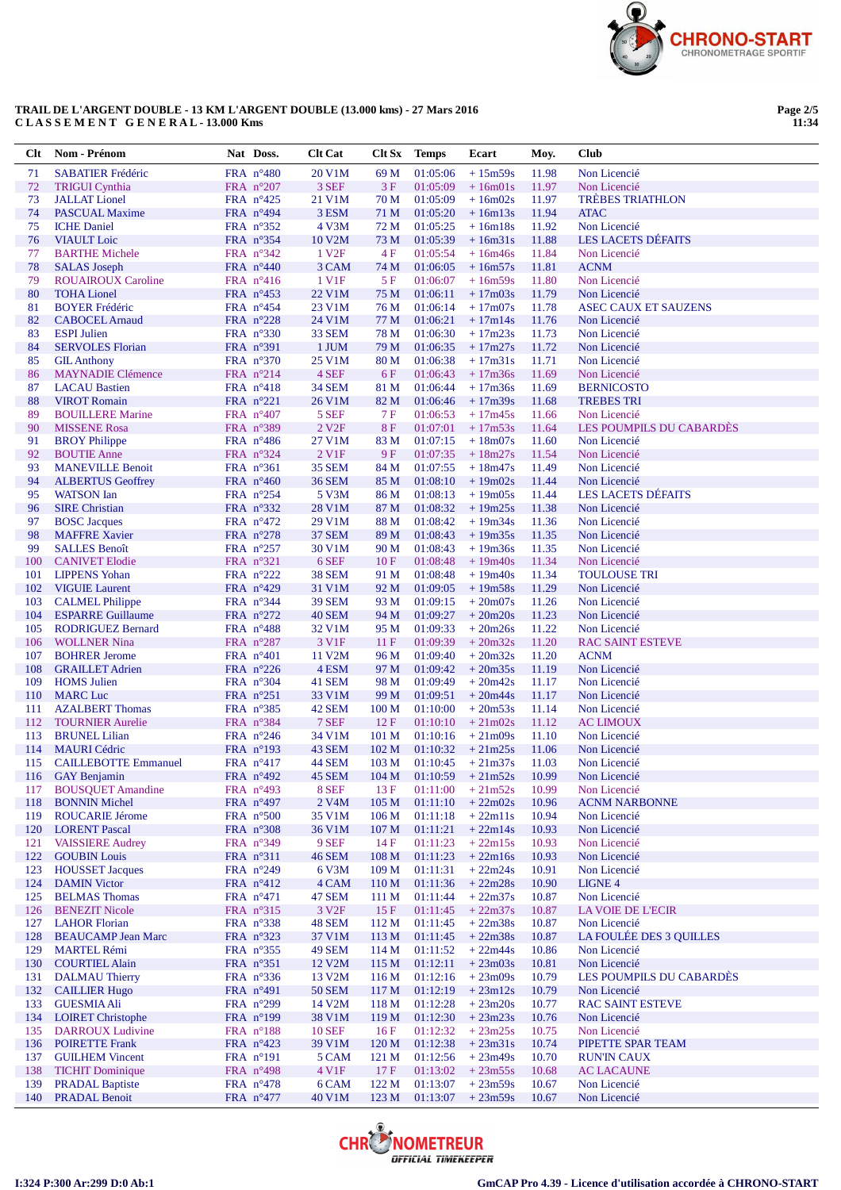**TRAIL DE L'ARGENT DOUBLE - 13 KM L'ARGENT DOUBLE (13.000 kms) - 27 Mars 2016**
**C L A S S E M E N T   G E N E R A L - 13.000 Kms**

| Clt | Nom - Prénom | Nat | Doss. | Clt Cat | Clt Sx | Temps | Ecart | Moy. | Club |
|---|---|---|---|---|---|---|---|---|---|
| 71 | SABATIER Frédéric | FRA | n°480 | 20 V1M | 69 M | 01:05:06 | + 15m59s | 11.98 | Non Licencié |
| 72 | TRIGUI Cynthia | FRA | n°207 | 3 SEF | 3 F | 01:05:09 | + 16m01s | 11.97 | Non Licencié |
| 73 | JALLAT Lionel | FRA | n°425 | 21 V1M | 70 M | 01:05:09 | + 16m02s | 11.97 | TRÈBES TRIATHLON |
| 74 | PASCUAL Maxime | FRA | n°494 | 3 ESM | 71 M | 01:05:20 | + 16m13s | 11.94 | ATAC |
| 75 | ICHE Daniel | FRA | n°352 | 4 V3M | 72 M | 01:05:25 | + 16m18s | 11.92 | Non Licencié |
| 76 | VIAULT Loic | FRA | n°354 | 10 V2M | 73 M | 01:05:39 | + 16m31s | 11.88 | LES LACETS DÉFAITS |
| 77 | BARTHE Michele | FRA | n°342 | 1 V2F | 4 F | 01:05:54 | + 16m46s | 11.84 | Non Licencié |
| 78 | SALAS Joseph | FRA | n°440 | 3 CAM | 74 M | 01:06:05 | + 16m57s | 11.81 | ACNM |
| 79 | ROUAIROUX Caroline | FRA | n°416 | 1 V1F | 5 F | 01:06:07 | + 16m59s | 11.80 | Non Licencié |
| 80 | TOHA Lionel | FRA | n°453 | 22 V1M | 75 M | 01:06:11 | + 17m03s | 11.79 | Non Licencié |
| 81 | BOYER Frédéric | FRA | n°454 | 23 V1M | 76 M | 01:06:14 | + 17m07s | 11.78 | ASEC CAUX ET SAUZENS |
| 82 | CABOCEL Arnaud | FRA | n°228 | 24 V1M | 77 M | 01:06:21 | + 17m14s | 11.76 | Non Licencié |
| 83 | ESPI Julien | FRA | n°330 | 33 SEM | 78 M | 01:06:30 | + 17m23s | 11.73 | Non Licencié |
| 84 | SERVOLES Florian | FRA | n°391 | 1 JUM | 79 M | 01:06:35 | + 17m27s | 11.72 | Non Licencié |
| 85 | GIL Anthony | FRA | n°370 | 25 V1M | 80 M | 01:06:38 | + 17m31s | 11.71 | Non Licencié |
| 86 | MAYNADIE Clémence | FRA | n°214 | 4 SEF | 6 F | 01:06:43 | + 17m36s | 11.69 | Non Licencié |
| 87 | LACAU Bastien | FRA | n°418 | 34 SEM | 81 M | 01:06:44 | + 17m36s | 11.69 | BERNICOSTO |
| 88 | VIROT Romain | FRA | n°221 | 26 V1M | 82 M | 01:06:46 | + 17m39s | 11.68 | TREBES TRI |
| 89 | BOUILLERE Marine | FRA | n°407 | 5 SEF | 7 F | 01:06:53 | + 17m45s | 11.66 | Non Licencié |
| 90 | MISSENE Rosa | FRA | n°389 | 2 V2F | 8 F | 01:07:01 | + 17m53s | 11.64 | LES POUMPILS DU CABARDÈS |
| 91 | BROY Philippe | FRA | n°486 | 27 V1M | 83 M | 01:07:15 | + 18m07s | 11.60 | Non Licencié |
| 92 | BOUTIE Anne | FRA | n°324 | 2 V1F | 9 F | 01:07:35 | + 18m27s | 11.54 | Non Licencié |
| 93 | MANEVILLE Benoit | FRA | n°361 | 35 SEM | 84 M | 01:07:55 | + 18m47s | 11.49 | Non Licencié |
| 94 | ALBERTUS Geoffrey | FRA | n°460 | 36 SEM | 85 M | 01:08:10 | + 19m02s | 11.44 | Non Licencié |
| 95 | WATSON Ian | FRA | n°254 | 5 V3M | 86 M | 01:08:13 | + 19m05s | 11.44 | LES LACETS DÉFAITS |
| 96 | SIRE Christian | FRA | n°332 | 28 V1M | 87 M | 01:08:32 | + 19m25s | 11.38 | Non Licencié |
| 97 | BOSC Jacques | FRA | n°472 | 29 V1M | 88 M | 01:08:42 | + 19m34s | 11.36 | Non Licencié |
| 98 | MAFFRE Xavier | FRA | n°278 | 37 SEM | 89 M | 01:08:43 | + 19m35s | 11.35 | Non Licencié |
| 99 | SALLES Benoît | FRA | n°257 | 30 V1M | 90 M | 01:08:43 | + 19m36s | 11.35 | Non Licencié |
| 100 | CANIVET Elodie | FRA | n°321 | 6 SEF | 10 F | 01:08:48 | + 19m40s | 11.34 | Non Licencié |
| 101 | LIPPENS Yohan | FRA | n°222 | 38 SEM | 91 M | 01:08:48 | + 19m40s | 11.34 | TOULOUSE TRI |
| 102 | VIGUIE Laurent | FRA | n°429 | 31 V1M | 92 M | 01:09:05 | + 19m58s | 11.29 | Non Licencié |
| 103 | CALMEL Philippe | FRA | n°344 | 39 SEM | 93 M | 01:09:15 | + 20m07s | 11.26 | Non Licencié |
| 104 | ESPARRE Guillaume | FRA | n°272 | 40 SEM | 94 M | 01:09:27 | + 20m20s | 11.23 | Non Licencié |
| 105 | RODRIGUEZ Bernard | FRA | n°488 | 32 V1M | 95 M | 01:09:33 | + 20m26s | 11.22 | Non Licencié |
| 106 | WOLLNER Nina | FRA | n°287 | 3 V1F | 11 F | 01:09:39 | + 20m32s | 11.20 | RAC SAINT ESTEVE |
| 107 | BOHRER Jerome | FRA | n°401 | 11 V2M | 96 M | 01:09:40 | + 20m32s | 11.20 | ACNM |
| 108 | GRAILLET Adrien | FRA | n°226 | 4 ESM | 97 M | 01:09:42 | + 20m35s | 11.19 | Non Licencié |
| 109 | HOMS Julien | FRA | n°304 | 41 SEM | 98 M | 01:09:49 | + 20m42s | 11.17 | Non Licencié |
| 110 | MARC Luc | FRA | n°251 | 33 V1M | 99 M | 01:09:51 | + 20m44s | 11.17 | Non Licencié |
| 111 | AZALBERT Thomas | FRA | n°385 | 42 SEM | 100 M | 01:10:00 | + 20m53s | 11.14 | Non Licencié |
| 112 | TOURNIER Aurelie | FRA | n°384 | 7 SEF | 12 F | 01:10:10 | + 21m02s | 11.12 | AC LIMOUX |
| 113 | BRUNEL Lilian | FRA | n°246 | 34 V1M | 101 M | 01:10:16 | + 21m09s | 11.10 | Non Licencié |
| 114 | MAURI Cédric | FRA | n°193 | 43 SEM | 102 M | 01:10:32 | + 21m25s | 11.06 | Non Licencié |
| 115 | CAILLEBOTTE Emmanuel | FRA | n°417 | 44 SEM | 103 M | 01:10:45 | + 21m37s | 11.03 | Non Licencié |
| 116 | GAY Benjamin | FRA | n°492 | 45 SEM | 104 M | 01:10:59 | + 21m52s | 10.99 | Non Licencié |
| 117 | BOUSQUET Amandine | FRA | n°493 | 8 SEF | 13 F | 01:11:00 | + 21m52s | 10.99 | Non Licencié |
| 118 | BONNIN Michel | FRA | n°497 | 2 V4M | 105 M | 01:11:10 | + 22m02s | 10.96 | ACNM NARBONNE |
| 119 | ROUCARIE Jérome | FRA | n°500 | 35 V1M | 106 M | 01:11:18 | + 22m11s | 10.94 | Non Licencié |
| 120 | LORENT Pascal | FRA | n°308 | 36 V1M | 107 M | 01:11:21 | + 22m14s | 10.93 | Non Licencié |
| 121 | VAISSIERE Audrey | FRA | n°349 | 9 SEF | 14 F | 01:11:23 | + 22m15s | 10.93 | Non Licencié |
| 122 | GOUBIN Louis | FRA | n°311 | 46 SEM | 108 M | 01:11:23 | + 22m16s | 10.93 | Non Licencié |
| 123 | HOUSSET Jacques | FRA | n°249 | 6 V3M | 109 M | 01:11:31 | + 22m24s | 10.91 | Non Licencié |
| 124 | DAMIN Victor | FRA | n°412 | 4 CAM | 110 M | 01:11:36 | + 22m28s | 10.90 | LIGNE 4 |
| 125 | BELMAS Thomas | FRA | n°471 | 47 SEM | 111 M | 01:11:44 | + 22m37s | 10.87 | Non Licencié |
| 126 | BENEZIT Nicole | FRA | n°315 | 3 V2F | 15 F | 01:11:45 | + 22m37s | 10.87 | LA VOIE DE L'ECIR |
| 127 | LAHOR Florian | FRA | n°338 | 48 SEM | 112 M | 01:11:45 | + 22m38s | 10.87 | Non Licencié |
| 128 | BEAUCAMP Jean Marc | FRA | n°323 | 37 V1M | 113 M | 01:11:45 | + 22m38s | 10.87 | LA FOULÉE DES 3 QUILLES |
| 129 | MARTEL Rémi | FRA | n°355 | 49 SEM | 114 M | 01:11:52 | + 22m44s | 10.86 | Non Licencié |
| 130 | COURTIEL Alain | FRA | n°351 | 12 V2M | 115 M | 01:12:11 | + 23m03s | 10.81 | Non Licencié |
| 131 | DALMAU Thierry | FRA | n°336 | 13 V2M | 116 M | 01:12:16 | + 23m09s | 10.79 | LES POUMPILS DU CABARDÈS |
| 132 | CAILLIER Hugo | FRA | n°491 | 50 SEM | 117 M | 01:12:19 | + 23m12s | 10.79 | Non Licencié |
| 133 | GUESMIA Ali | FRA | n°299 | 14 V2M | 118 M | 01:12:28 | + 23m20s | 10.77 | RAC SAINT ESTEVE |
| 134 | LOIRET Christophe | FRA | n°199 | 38 V1M | 119 M | 01:12:30 | + 23m23s | 10.76 | Non Licencié |
| 135 | DARROUX Ludivine | FRA | n°188 | 10 SEF | 16 F | 01:12:32 | + 23m25s | 10.75 | Non Licencié |
| 136 | POIRETTE Frank | FRA | n°423 | 39 V1M | 120 M | 01:12:38 | + 23m31s | 10.74 | PIPETTE SPAR TEAM |
| 137 | GUILHEM Vincent | FRA | n°191 | 5 CAM | 121 M | 01:12:56 | + 23m49s | 10.70 | RUN'IN CAUX |
| 138 | TICHIT Dominique | FRA | n°498 | 4 V1F | 17 F | 01:13:02 | + 23m55s | 10.68 | AC LACAUNE |
| 139 | PRADAL Baptiste | FRA | n°478 | 6 CAM | 122 M | 01:13:07 | + 23m59s | 10.67 | Non Licencié |
| 140 | PRADAL Benoit | FRA | n°477 | 40 V1M | 123 M | 01:13:07 | + 23m59s | 10.67 | Non Licencié |

I:324 P:300 Ar:299 D:0 Ab:1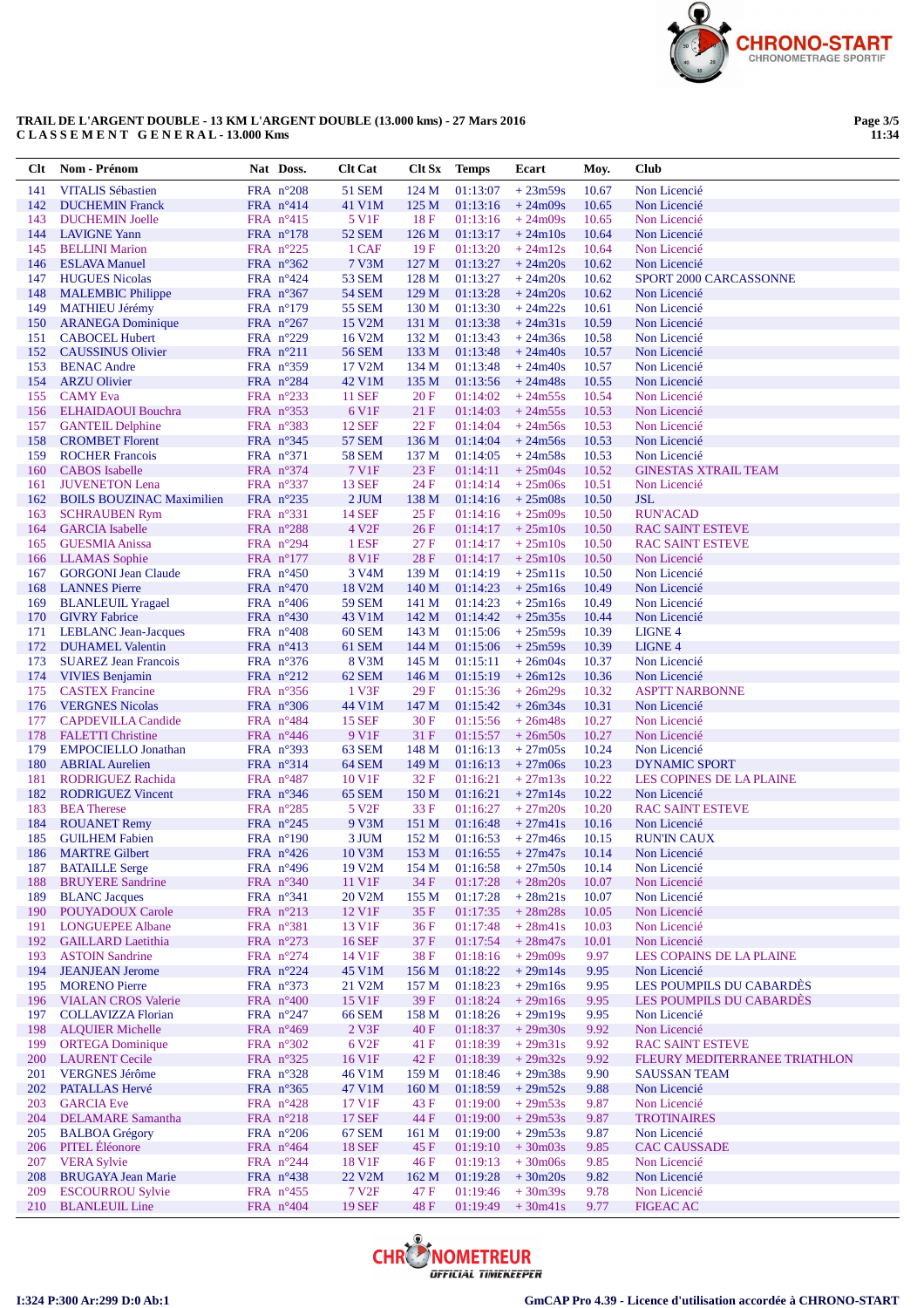**TRAIL DE L'ARGENT DOUBLE - 13 KM L'ARGENT DOUBLE (13.000 kms) - 27 Mars 2016**
**C L A S S E M E N T G E N E R A L - 13.000 Kms**

Page 3/5
11:34

| Clt | Nom - Prénom | Nat | Doss. | Clt Cat | Clt Sx | Temps | Ecart | Moy. | Club |
|---|---|---|---|---|---|---|---|---|---|
| 141 | VITALIS Sébastien | FRA | n°208 | 51 SEM | 124 M | 01:13:07 | + 23m59s | 10.67 | Non Licencié |
| 142 | DUCHEMIN Franck | FRA | n°414 | 41 V1M | 125 M | 01:13:16 | + 24m09s | 10.65 | Non Licencié |
| 143 | DUCHEMIN Joelle | FRA | n°415 | 5 V1F | 18 F | 01:13:16 | + 24m09s | 10.65 | Non Licencié |
| 144 | LAVIGNE Yann | FRA | n°178 | 52 SEM | 126 M | 01:13:17 | + 24m10s | 10.64 | Non Licencié |
| 145 | BELLINI Marion | FRA | n°225 | 1 CAF | 19 F | 01:13:20 | + 24m12s | 10.64 | Non Licencié |
| 146 | ESLAVA Manuel | FRA | n°362 | 7 V3M | 127 M | 01:13:27 | + 24m20s | 10.62 | Non Licencié |
| 147 | HUGUES Nicolas | FRA | n°424 | 53 SEM | 128 M | 01:13:27 | + 24m20s | 10.62 | SPORT 2000 CARCASSONNE |
| 148 | MALEMBIC Philippe | FRA | n°367 | 54 SEM | 129 M | 01:13:28 | + 24m20s | 10.62 | Non Licencié |
| 149 | MATHIEU Jérémy | FRA | n°179 | 55 SEM | 130 M | 01:13:30 | + 24m22s | 10.61 | Non Licencié |
| 150 | ARANEGA Dominique | FRA | n°267 | 15 V2M | 131 M | 01:13:38 | + 24m31s | 10.59 | Non Licencié |
| 151 | CABOCEL Hubert | FRA | n°229 | 16 V2M | 132 M | 01:13:43 | + 24m36s | 10.58 | Non Licencié |
| 152 | CAUSSINUS Olivier | FRA | n°211 | 56 SEM | 133 M | 01:13:48 | + 24m40s | 10.57 | Non Licencié |
| 153 | BENAC Andre | FRA | n°359 | 17 V2M | 134 M | 01:13:48 | + 24m40s | 10.57 | Non Licencié |
| 154 | ARZU Olivier | FRA | n°284 | 42 V1M | 135 M | 01:13:56 | + 24m48s | 10.55 | Non Licencié |
| 155 | CAMY Eva | FRA | n°233 | 11 SEF | 20 F | 01:14:02 | + 24m55s | 10.54 | Non Licencié |
| 156 | ELHAIDAOUI Bouchra | FRA | n°353 | 6 V1F | 21 F | 01:14:03 | + 24m55s | 10.53 | Non Licencié |
| 157 | GANTEIL Delphine | FRA | n°383 | 12 SEF | 22 F | 01:14:04 | + 24m56s | 10.53 | Non Licencié |
| 158 | CROMBET Florent | FRA | n°345 | 57 SEM | 136 M | 01:14:04 | + 24m56s | 10.53 | Non Licencié |
| 159 | ROCHER Francois | FRA | n°371 | 58 SEM | 137 M | 01:14:05 | + 24m58s | 10.53 | Non Licencié |
| 160 | CABOS Isabelle | FRA | n°374 | 7 V1F | 23 F | 01:14:11 | + 25m04s | 10.52 | GINESTAS XTRAIL TEAM |
| 161 | JUVENETON Lena | FRA | n°337 | 13 SEF | 24 F | 01:14:14 | + 25m06s | 10.51 | Non Licencié |
| 162 | BOILS BOUZINAC Maximilien | FRA | n°235 | 2 JUM | 138 M | 01:14:16 | + 25m08s | 10.50 | JSL |
| 163 | SCHRAUBEN Rym | FRA | n°331 | 14 SEF | 25 F | 01:14:16 | + 25m09s | 10.50 | RUN'ACAD |
| 164 | GARCIA Isabelle | FRA | n°288 | 4 V2F | 26 F | 01:14:17 | + 25m10s | 10.50 | RAC SAINT ESTEVE |
| 165 | GUESMIA Anissa | FRA | n°294 | 1 ESF | 27 F | 01:14:17 | + 25m10s | 10.50 | RAC SAINT ESTEVE |
| 166 | LLAMAS Sophie | FRA | n°177 | 8 V1F | 28 F | 01:14:17 | + 25m10s | 10.50 | Non Licencié |
| 167 | GORGONI Jean Claude | FRA | n°450 | 3 V4M | 139 M | 01:14:19 | + 25m11s | 10.50 | Non Licencié |
| 168 | LANNES Pierre | FRA | n°470 | 18 V2M | 140 M | 01:14:23 | + 25m16s | 10.49 | Non Licencié |
| 169 | BLANLEUIL Yragael | FRA | n°406 | 59 SEM | 141 M | 01:14:23 | + 25m16s | 10.49 | Non Licencié |
| 170 | GIVRY Fabrice | FRA | n°430 | 43 V1M | 142 M | 01:14:42 | + 25m35s | 10.44 | Non Licencié |
| 171 | LEBLANC Jean-Jacques | FRA | n°408 | 60 SEM | 143 M | 01:15:06 | + 25m59s | 10.39 | LIGNE 4 |
| 172 | DUHAMEL Valentin | FRA | n°413 | 61 SEM | 144 M | 01:15:06 | + 25m59s | 10.39 | LIGNE 4 |
| 173 | SUAREZ Jean Francois | FRA | n°376 | 8 V3M | 145 M | 01:15:11 | + 26m04s | 10.37 | Non Licencié |
| 174 | VIVIES Benjamin | FRA | n°212 | 62 SEM | 146 M | 01:15:19 | + 26m12s | 10.36 | Non Licencié |
| 175 | CASTEX Francine | FRA | n°356 | 1 V3F | 29 F | 01:15:36 | + 26m29s | 10.32 | ASPTT NARBONNE |
| 176 | VERGNES Nicolas | FRA | n°306 | 44 V1M | 147 M | 01:15:42 | + 26m34s | 10.31 | Non Licencié |
| 177 | CAPDEVILLA Candide | FRA | n°484 | 15 SEF | 30 F | 01:15:56 | + 26m48s | 10.27 | Non Licencié |
| 178 | FALETTI Christine | FRA | n°446 | 9 V1F | 31 F | 01:15:57 | + 26m50s | 10.27 | Non Licencié |
| 179 | EMPOCIELLO Jonathan | FRA | n°393 | 63 SEM | 148 M | 01:16:13 | + 27m05s | 10.24 | Non Licencié |
| 180 | ABRIAL Aurelien | FRA | n°314 | 64 SEM | 149 M | 01:16:13 | + 27m06s | 10.23 | DYNAMIC SPORT |
| 181 | RODRIGUEZ Rachida | FRA | n°487 | 10 V1F | 32 F | 01:16:21 | + 27m13s | 10.22 | LES COPINES DE LA PLAINE |
| 182 | RODRIGUEZ Vincent | FRA | n°346 | 65 SEM | 150 M | 01:16:21 | + 27m14s | 10.22 | Non Licencié |
| 183 | BEA Therese | FRA | n°285 | 5 V2F | 33 F | 01:16:27 | + 27m20s | 10.20 | RAC SAINT ESTEVE |
| 184 | ROUANET Remy | FRA | n°245 | 9 V3M | 151 M | 01:16:48 | + 27m41s | 10.16 | Non Licencié |
| 185 | GUILHEM Fabien | FRA | n°190 | 3 JUM | 152 M | 01:16:53 | + 27m46s | 10.15 | RUN'IN CAUX |
| 186 | MARTRE Gilbert | FRA | n°426 | 10 V3M | 153 M | 01:16:55 | + 27m47s | 10.14 | Non Licencié |
| 187 | BATAILLE Serge | FRA | n°496 | 19 V2M | 154 M | 01:16:58 | + 27m50s | 10.14 | Non Licencié |
| 188 | BRUYERE Sandrine | FRA | n°340 | 11 V1F | 34 F | 01:17:28 | + 28m20s | 10.07 | Non Licencié |
| 189 | BLANC Jacques | FRA | n°341 | 20 V2M | 155 M | 01:17:28 | + 28m21s | 10.07 | Non Licencié |
| 190 | POUYADOUX Carole | FRA | n°213 | 12 V1F | 35 F | 01:17:35 | + 28m28s | 10.05 | Non Licencié |
| 191 | LONGUEPEE Albane | FRA | n°381 | 13 V1F | 36 F | 01:17:48 | + 28m41s | 10.03 | Non Licencié |
| 192 | GAILLARD Laetithia | FRA | n°273 | 16 SEF | 37 F | 01:17:54 | + 28m47s | 10.01 | Non Licencié |
| 193 | ASTOIN Sandrine | FRA | n°274 | 14 V1F | 38 F | 01:18:16 | + 29m09s | 9.97 | LES COPAINS DE LA PLAINE |
| 194 | JEANJEAN Jerome | FRA | n°224 | 45 V1M | 156 M | 01:18:22 | + 29m14s | 9.95 | Non Licencié |
| 195 | MORENO Pierre | FRA | n°373 | 21 V2M | 157 M | 01:18:23 | + 29m16s | 9.95 | LES POUMPILS DU CABARDÈS |
| 196 | VIALAN CROS Valerie | FRA | n°400 | 15 V1F | 39 F | 01:18:24 | + 29m16s | 9.95 | LES POUMPILS DU CABARDÈS |
| 197 | COLLAVIZZA Florian | FRA | n°247 | 66 SEM | 158 M | 01:18:26 | + 29m19s | 9.95 | Non Licencié |
| 198 | ALQUIER Michelle | FRA | n°469 | 2 V3F | 40 F | 01:18:37 | + 29m30s | 9.92 | Non Licencié |
| 199 | ORTEGA Dominique | FRA | n°302 | 6 V2F | 41 F | 01:18:39 | + 29m31s | 9.92 | RAC SAINT ESTEVE |
| 200 | LAURENT Cecile | FRA | n°325 | 16 V1F | 42 F | 01:18:39 | + 29m32s | 9.92 | FLEURY MEDITERRANEE TRIATHLON |
| 201 | VERGNES Jérôme | FRA | n°328 | 46 V1M | 159 M | 01:18:46 | + 29m38s | 9.90 | SAUSSAN TEAM |
| 202 | PATALLAS Hervé | FRA | n°365 | 47 V1M | 160 M | 01:18:59 | + 29m52s | 9.88 | Non Licencié |
| 203 | GARCIA Eve | FRA | n°428 | 17 V1F | 43 F | 01:19:00 | + 29m53s | 9.87 | Non Licencié |
| 204 | DELAMARE Samantha | FRA | n°218 | 17 SEF | 44 F | 01:19:00 | + 29m53s | 9.87 | TROTINAIRES |
| 205 | BALBOA Grégory | FRA | n°206 | 67 SEM | 161 M | 01:19:00 | + 29m53s | 9.87 | Non Licencié |
| 206 | PITEL Éléonore | FRA | n°464 | 18 SEF | 45 F | 01:19:10 | + 30m03s | 9.85 | CAC CAUSSADE |
| 207 | VERA Sylvie | FRA | n°244 | 18 V1F | 46 F | 01:19:13 | + 30m06s | 9.85 | Non Licencié |
| 208 | BRUGAYA Jean Marie | FRA | n°438 | 22 V2M | 162 M | 01:19:28 | + 30m20s | 9.82 | Non Licencié |
| 209 | ESCOURROU Sylvie | FRA | n°455 | 7 V2F | 47 F | 01:19:46 | + 30m39s | 9.78 | Non Licencié |
| 210 | BLANLEUIL Line | FRA | n°404 | 19 SEF | 48 F | 01:19:49 | + 30m41s | 9.77 | FIGEAC AC |

I:324 P:300 Ar:299 D:0 Ab:1

GmCAP Pro 4.39 - Licence d'utilisation accordée à CHRONO-START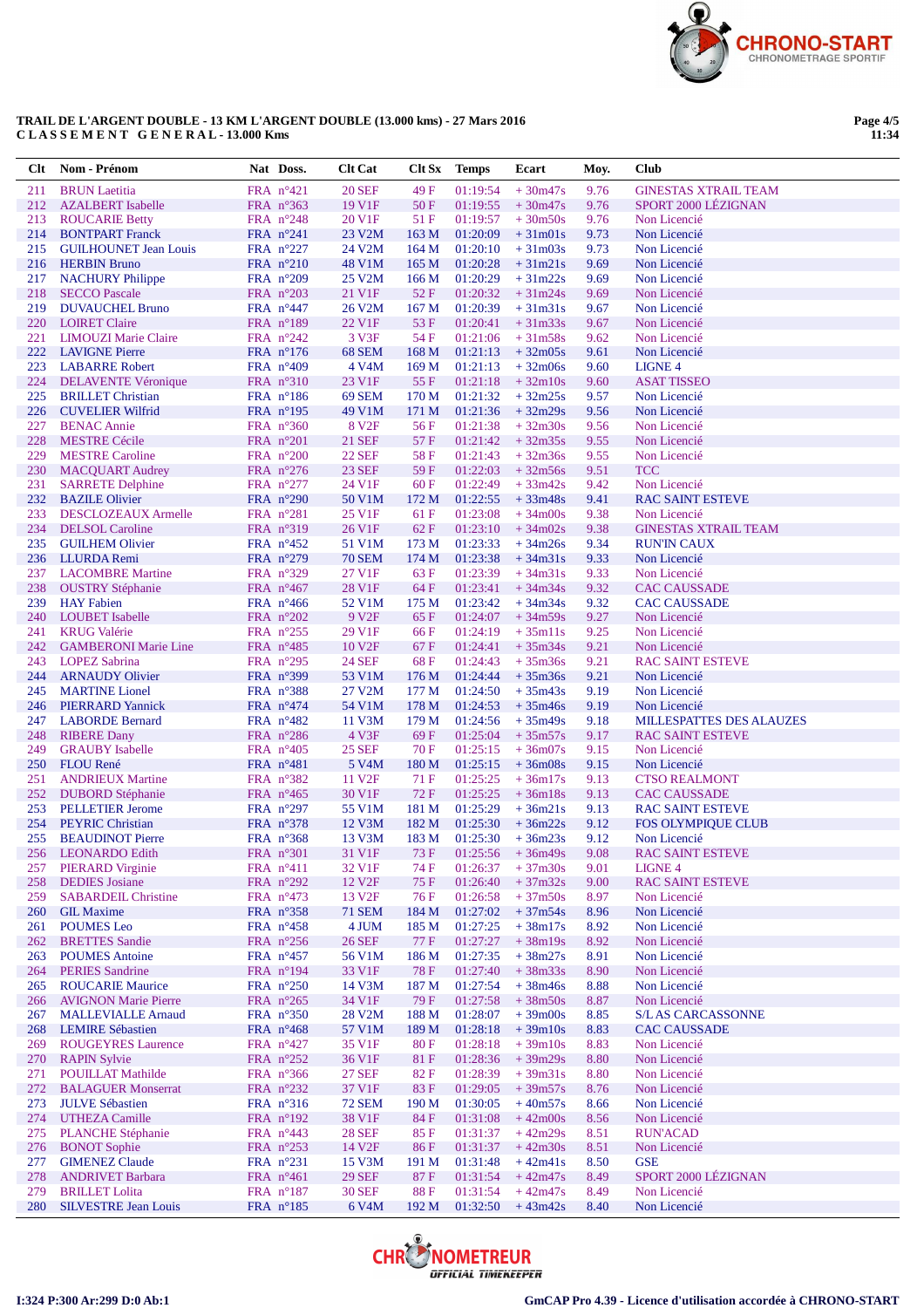**TRAIL DE L'ARGENT DOUBLE - 13 KM L'ARGENT DOUBLE (13.000 kms) - 27 Mars 2016**
**CLASSEMENT GENERAL - 13.000 Kms**

| Clt | Nom - Prénom | Nat | Doss. | Clt Cat | Clt Sx | Temps | Ecart | Moy. | Club |
|---|---|---|---|---|---|---|---|---|---|
| 211 | BRUN Laetitia | FRA | n°421 | 20 SEF | 49 F | 01:19:54 | + 30m47s | 9.76 | GINESTAS XTRAIL TEAM |
| 212 | AZALBERT Isabelle | FRA | n°363 | 19 V1F | 50 F | 01:19:55 | + 30m47s | 9.76 | SPORT 2000 LÉZIGNAN |
| 213 | ROUCARIE Betty | FRA | n°248 | 20 V1F | 51 F | 01:19:57 | + 30m50s | 9.76 | Non Licencié |
| 214 | BONTPART Franck | FRA | n°241 | 23 V2M | 163 M | 01:20:09 | + 31m01s | 9.73 | Non Licencié |
| 215 | GUILHOUNET Jean Louis | FRA | n°227 | 24 V2M | 164 M | 01:20:10 | + 31m03s | 9.73 | Non Licencié |
| 216 | HERBIN Bruno | FRA | n°210 | 48 V1M | 165 M | 01:20:28 | + 31m21s | 9.69 | Non Licencié |
| 217 | NACHURY Philippe | FRA | n°209 | 25 V2M | 166 M | 01:20:29 | + 31m22s | 9.69 | Non Licencié |
| 218 | SECCO Pascale | FRA | n°203 | 21 V1F | 52 F | 01:20:32 | + 31m24s | 9.69 | Non Licencié |
| 219 | DUVAUCHEL Bruno | FRA | n°447 | 26 V2M | 167 M | 01:20:39 | + 31m31s | 9.67 | Non Licencié |
| 220 | LOIRET Claire | FRA | n°189 | 22 V1F | 53 F | 01:20:41 | + 31m33s | 9.67 | Non Licencié |
| 221 | LIMOUZI Marie Claire | FRA | n°242 | 3 V3F | 54 F | 01:21:06 | + 31m58s | 9.62 | Non Licencié |
| 222 | LAVIGNE Pierre | FRA | n°176 | 68 SEM | 168 M | 01:21:13 | + 32m05s | 9.61 | Non Licencié |
| 223 | LABARRE Robert | FRA | n°409 | 4 V4M | 169 M | 01:21:13 | + 32m06s | 9.60 | LIGNE 4 |
| 224 | DELAVENTE Véronique | FRA | n°310 | 23 V1F | 55 F | 01:21:18 | + 32m10s | 9.60 | ASAT TISSEO |
| 225 | BRILLET Christian | FRA | n°186 | 69 SEM | 170 M | 01:21:32 | + 32m25s | 9.57 | Non Licencié |
| 226 | CUVELIER Wilfrid | FRA | n°195 | 49 V1M | 171 M | 01:21:36 | + 32m29s | 9.56 | Non Licencié |
| 227 | BENAC Annie | FRA | n°360 | 8 V2F | 56 F | 01:21:38 | + 32m30s | 9.56 | Non Licencié |
| 228 | MESTRE Cécile | FRA | n°201 | 21 SEF | 57 F | 01:21:42 | + 32m35s | 9.55 | Non Licencié |
| 229 | MESTRE Caroline | FRA | n°200 | 22 SEF | 58 F | 01:21:43 | + 32m36s | 9.55 | Non Licencié |
| 230 | MACQUART Audrey | FRA | n°276 | 23 SEF | 59 F | 01:22:03 | + 32m56s | 9.51 | TCC |
| 231 | SARRETE Delphine | FRA | n°277 | 24 V1F | 60 F | 01:22:49 | + 33m42s | 9.42 | Non Licencié |
| 232 | BAZILE Olivier | FRA | n°290 | 50 V1M | 172 M | 01:22:55 | + 33m48s | 9.41 | RAC SAINT ESTEVE |
| 233 | DESCLOZEAUX Armelle | FRA | n°281 | 25 V1F | 61 F | 01:23:08 | + 34m00s | 9.38 | Non Licencié |
| 234 | DELSOL Caroline | FRA | n°319 | 26 V1F | 62 F | 01:23:10 | + 34m02s | 9.38 | GINESTAS XTRAIL TEAM |
| 235 | GUILHEM Olivier | FRA | n°452 | 51 V1M | 173 M | 01:23:33 | + 34m26s | 9.34 | RUN'IN CAUX |
| 236 | LLURDA Remi | FRA | n°279 | 70 SEM | 174 M | 01:23:38 | + 34m31s | 9.33 | Non Licencié |
| 237 | LACOMBRE Martine | FRA | n°329 | 27 V1F | 63 F | 01:23:39 | + 34m31s | 9.33 | Non Licencié |
| 238 | OUSTRY Stéphanie | FRA | n°467 | 28 V1F | 64 F | 01:23:41 | + 34m34s | 9.32 | CAC CAUSSADE |
| 239 | HAY Fabien | FRA | n°466 | 52 V1M | 175 M | 01:23:42 | + 34m34s | 9.32 | CAC CAUSSADE |
| 240 | LOUBET Isabelle | FRA | n°202 | 9 V2F | 65 F | 01:24:07 | + 34m59s | 9.27 | Non Licencié |
| 241 | KRUG Valérie | FRA | n°255 | 29 V1F | 66 F | 01:24:19 | + 35m11s | 9.25 | Non Licencié |
| 242 | GAMBERONI Marie Line | FRA | n°485 | 10 V2F | 67 F | 01:24:41 | + 35m34s | 9.21 | Non Licencié |
| 243 | LOPEZ Sabrina | FRA | n°295 | 24 SEF | 68 F | 01:24:43 | + 35m36s | 9.21 | RAC SAINT ESTEVE |
| 244 | ARNAUDY Olivier | FRA | n°399 | 53 V1M | 176 M | 01:24:44 | + 35m36s | 9.21 | Non Licencié |
| 245 | MARTINE Lionel | FRA | n°388 | 27 V2M | 177 M | 01:24:50 | + 35m43s | 9.19 | Non Licencié |
| 246 | PIERRARD Yannick | FRA | n°474 | 54 V1M | 178 M | 01:24:53 | + 35m46s | 9.19 | Non Licencié |
| 247 | LABORDE Bernard | FRA | n°482 | 11 V3M | 179 M | 01:24:56 | + 35m49s | 9.18 | MILLESPATTES DES ALAUZES |
| 248 | RIBERE Dany | FRA | n°286 | 4 V3F | 69 F | 01:25:04 | + 35m57s | 9.17 | RAC SAINT ESTEVE |
| 249 | GRAUBY Isabelle | FRA | n°405 | 25 SEF | 70 F | 01:25:15 | + 36m07s | 9.15 | Non Licencié |
| 250 | FLOU René | FRA | n°481 | 5 V4M | 180 M | 01:25:15 | + 36m08s | 9.15 | Non Licencié |
| 251 | ANDRIEUX Martine | FRA | n°382 | 11 V2F | 71 F | 01:25:25 | + 36m17s | 9.13 | CTSO REALMONT |
| 252 | DUBORD Stéphanie | FRA | n°465 | 30 V1F | 72 F | 01:25:25 | + 36m18s | 9.13 | CAC CAUSSADE |
| 253 | PELLETIER Jerome | FRA | n°297 | 55 V1M | 181 M | 01:25:29 | + 36m21s | 9.13 | RAC SAINT ESTEVE |
| 254 | PEYRIC Christian | FRA | n°378 | 12 V3M | 182 M | 01:25:30 | + 36m22s | 9.12 | FOS OLYMPIQUE CLUB |
| 255 | BEAUDINOT Pierre | FRA | n°368 | 13 V3M | 183 M | 01:25:30 | + 36m23s | 9.12 | Non Licencié |
| 256 | LEONARDO Edith | FRA | n°301 | 31 V1F | 73 F | 01:25:56 | + 36m49s | 9.08 | RAC SAINT ESTEVE |
| 257 | PIERARD Virginie | FRA | n°411 | 32 V1F | 74 F | 01:26:37 | + 37m30s | 9.01 | LIGNE 4 |
| 258 | DEDIES Josiane | FRA | n°292 | 12 V2F | 75 F | 01:26:40 | + 37m32s | 9.00 | RAC SAINT ESTEVE |
| 259 | SABARDEIL Christine | FRA | n°473 | 13 V2F | 76 F | 01:26:58 | + 37m50s | 8.97 | Non Licencié |
| 260 | GIL Maxime | FRA | n°358 | 71 SEM | 184 M | 01:27:02 | + 37m54s | 8.96 | Non Licencié |
| 261 | POUMES Leo | FRA | n°458 | 4 JUM | 185 M | 01:27:25 | + 38m17s | 8.92 | Non Licencié |
| 262 | BRETTES Sandie | FRA | n°256 | 26 SEF | 77 F | 01:27:27 | + 38m19s | 8.92 | Non Licencié |
| 263 | POUMES Antoine | FRA | n°457 | 56 V1M | 186 M | 01:27:35 | + 38m27s | 8.91 | Non Licencié |
| 264 | PERIES Sandrine | FRA | n°194 | 33 V1F | 78 F | 01:27:40 | + 38m33s | 8.90 | Non Licencié |
| 265 | ROUCARIE Maurice | FRA | n°250 | 14 V3M | 187 M | 01:27:54 | + 38m46s | 8.88 | Non Licencié |
| 266 | AVIGNON Marie Pierre | FRA | n°265 | 34 V1F | 79 F | 01:27:58 | + 38m50s | 8.87 | Non Licencié |
| 267 | MALLEVIALLE Arnaud | FRA | n°350 | 28 V2M | 188 M | 01:28:07 | + 39m00s | 8.85 | S/L AS CARCASSONNE |
| 268 | LEMIRE Sébastien | FRA | n°468 | 57 V1M | 189 M | 01:28:18 | + 39m10s | 8.83 | CAC CAUSSADE |
| 269 | ROUGEYRES Laurence | FRA | n°427 | 35 V1F | 80 F | 01:28:18 | + 39m10s | 8.83 | Non Licencié |
| 270 | RAPIN Sylvie | FRA | n°252 | 36 V1F | 81 F | 01:28:36 | + 39m29s | 8.80 | Non Licencié |
| 271 | POUILLAT Mathilde | FRA | n°366 | 27 SEF | 82 F | 01:28:39 | + 39m31s | 8.80 | Non Licencié |
| 272 | BALAGUER Monserrat | FRA | n°232 | 37 V1F | 83 F | 01:29:05 | + 39m57s | 8.76 | Non Licencié |
| 273 | JULVE Sébastien | FRA | n°316 | 72 SEM | 190 M | 01:30:05 | + 40m57s | 8.66 | Non Licencié |
| 274 | UTHEZA Camille | FRA | n°192 | 38 V1F | 84 F | 01:31:08 | + 42m00s | 8.56 | Non Licencié |
| 275 | PLANCHE Stéphanie | FRA | n°443 | 28 SEF | 85 F | 01:31:37 | + 42m29s | 8.51 | RUN'ACAD |
| 276 | BONOT Sophie | FRA | n°253 | 14 V2F | 86 F | 01:31:37 | + 42m30s | 8.51 | Non Licencié |
| 277 | GIMENEZ Claude | FRA | n°231 | 15 V3M | 191 M | 01:31:48 | + 42m41s | 8.50 | GSE |
| 278 | ANDRIVET Barbara | FRA | n°461 | 29 SEF | 87 F | 01:31:54 | + 42m47s | 8.49 | SPORT 2000 LÉZIGNAN |
| 279 | BRILLET Lolita | FRA | n°187 | 30 SEF | 88 F | 01:31:54 | + 42m47s | 8.49 | Non Licencié |
| 280 | SILVESTRE Jean Louis | FRA | n°185 | 6 V4M | 192 M | 01:32:50 | + 43m42s | 8.40 | Non Licencié |

I:324 P:300 Ar:299 D:0 Ab:1

GmCAP Pro 4.39 - Licence d'utilisation accordée à CHRONO-START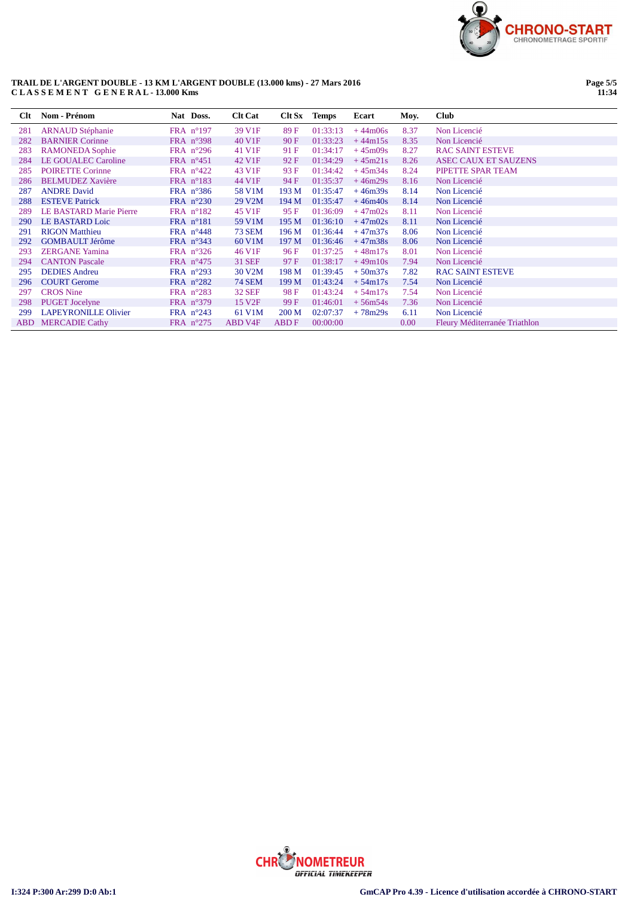**TRAIL DE L'ARGENT DOUBLE - 13 KM L'ARGENT DOUBLE (13.000 kms) - 27 Mars 2016**
**C L A S S E M E N T   G E N E R A L - 13.000 Kms**

| Clt | Nom - Prénom | Nat | Doss. | Clt Cat | Clt Sx | Temps | Ecart | Moy. | Club |
|---|---|---|---|---|---|---|---|---|---|
| 281 | ARNAUD Stéphanie | FRA | n°197 | 39 V1F | 89 F | 01:33:13 | + 44m06s | 8.37 | Non Licencié |
| 282 | BARNIER Corinne | FRA | n°398 | 40 V1F | 90 F | 01:33:23 | + 44m15s | 8.35 | Non Licencié |
| 283 | RAMONEDA Sophie | FRA | n°296 | 41 V1F | 91 F | 01:34:17 | + 45m09s | 8.27 | RAC SAINT ESTEVE |
| 284 | LE GOUALEC Caroline | FRA | n°451 | 42 V1F | 92 F | 01:34:29 | + 45m21s | 8.26 | ASEC CAUX ET SAUZENS |
| 285 | POIRETTE Corinne | FRA | n°422 | 43 V1F | 93 F | 01:34:42 | + 45m34s | 8.24 | PIPETTE SPAR TEAM |
| 286 | BELMUDEZ Xavière | FRA | n°183 | 44 V1F | 94 F | 01:35:37 | + 46m29s | 8.16 | Non Licencié |
| 287 | ANDRE David | FRA | n°386 | 58 V1M | 193 M | 01:35:47 | + 46m39s | 8.14 | Non Licencié |
| 288 | ESTEVE Patrick | FRA | n°230 | 29 V2M | 194 M | 01:35:47 | + 46m40s | 8.14 | Non Licencié |
| 289 | LE BASTARD Marie Pierre | FRA | n°182 | 45 V1F | 95 F | 01:36:09 | + 47m02s | 8.11 | Non Licencié |
| 290 | LE BASTARD Loic | FRA | n°181 | 59 V1M | 195 M | 01:36:10 | + 47m02s | 8.11 | Non Licencié |
| 291 | RIGON Matthieu | FRA | n°448 | 73 SEM | 196 M | 01:36:44 | + 47m37s | 8.06 | Non Licencié |
| 292 | GOMBAULT Jérôme | FRA | n°343 | 60 V1M | 197 M | 01:36:46 | + 47m38s | 8.06 | Non Licencié |
| 293 | ZERGANE Yamina | FRA | n°326 | 46 V1F | 96 F | 01:37:25 | + 48m17s | 8.01 | Non Licencié |
| 294 | CANTON Pascale | FRA | n°475 | 31 SEF | 97 F | 01:38:17 | + 49m10s | 7.94 | Non Licencié |
| 295 | DEDIES Andreu | FRA | n°293 | 30 V2M | 198 M | 01:39:45 | + 50m37s | 7.82 | RAC SAINT ESTEVE |
| 296 | COURT Gerome | FRA | n°282 | 74 SEM | 199 M | 01:43:24 | + 54m17s | 7.54 | Non Licencié |
| 297 | CROS Nine | FRA | n°283 | 32 SEF | 98 F | 01:43:24 | + 54m17s | 7.54 | Non Licencié |
| 298 | PUGET Jocelyne | FRA | n°379 | 15 V2F | 99 F | 01:46:01 | + 56m54s | 7.36 | Non Licencié |
| 299 | LAPEYRONILLE Olivier | FRA | n°243 | 61 V1M | 200 M | 02:07:37 | + 78m29s | 6.11 | Non Licencié |
| ABD | MERCADIE Cathy | FRA | n°275 | ABD V4F | ABD F | 00:00:00 | | 0.00 | Fleury Méditerranée Triathlon |

I:324 P:300 Ar:299 D:0 Ab:1

GmCAP Pro 4.39 - Licence d'utilisation accordée à CHRONO-START